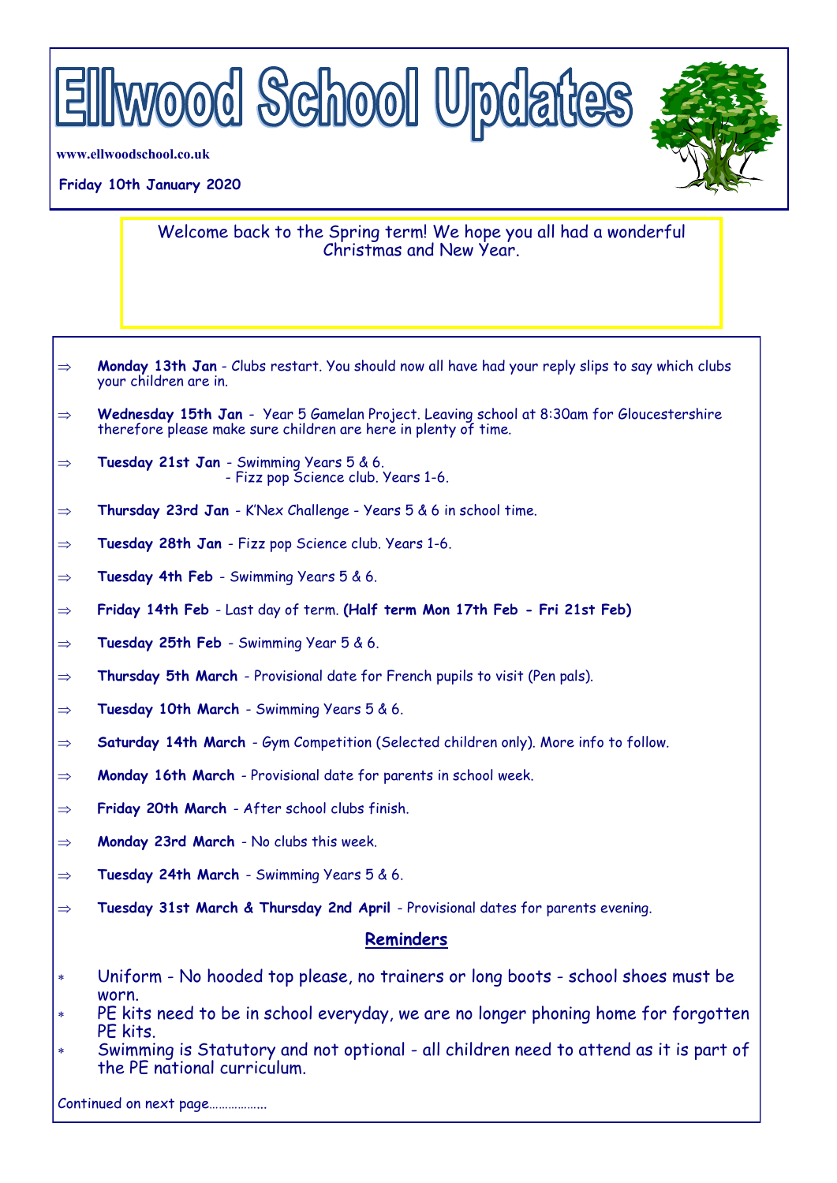# Ellwood School Updates

www.ellwoodschool.co.uk

**Friday 10th January 2020**

Welcome back to the Spring term! We hope you all had a wonderful Christmas and New Year.

- **Monday 13th Jan** - Clubs restart. You should now all have had your reply slips to say which clubs your children are in.
- **Wednesday 15th Jan** - Year 5 Gamelan Project. Leaving school at 8:30am for Gloucestershire therefore please make sure children are here in plenty of time.
- **Tuesday 21st Jan** - Swimming Years 5 & 6.
  - Fizz pop Science club. Years 1-6.
- **Thursday 23rd Jan** - K'Nex Challenge - Years 5 & 6 in school time.
- **Tuesday 28th Jan** - Fizz pop Science club. Years 1-6.
- **Tuesday 4th Feb** - Swimming Years 5 & 6.
- **Friday 14th Feb** - Last day of term. **(Half term Mon 17th Feb - Fri 21st Feb)**
- **Tuesday 25th Feb** - Swimming Year 5 & 6.
- **Thursday 5th March** - Provisional date for French pupils to visit (Pen pals).
- **Tuesday 10th March** - Swimming Years 5 & 6.
- **Saturday 14th March** - Gym Competition (Selected children only). More info to follow.
- **Monday 16th March** - Provisional date for parents in school week.
- **Friday 20th March** - After school clubs finish.
- **Monday 23rd March** - No clubs this week.
- **Tuesday 24th March** - Swimming Years 5 & 6.
- **Tuesday 31st March & Thursday 2nd April** - Provisional dates for parents evening.

## Reminders

- Uniform - No hooded top please, no trainers or long boots - school shoes must be worn.
- PE kits need to be in school everyday, we are no longer phoning home for forgotten PE kits.
- Swimming is Statutory and not optional - all children need to attend as it is part of the PE national curriculum.

Continued on next page……………..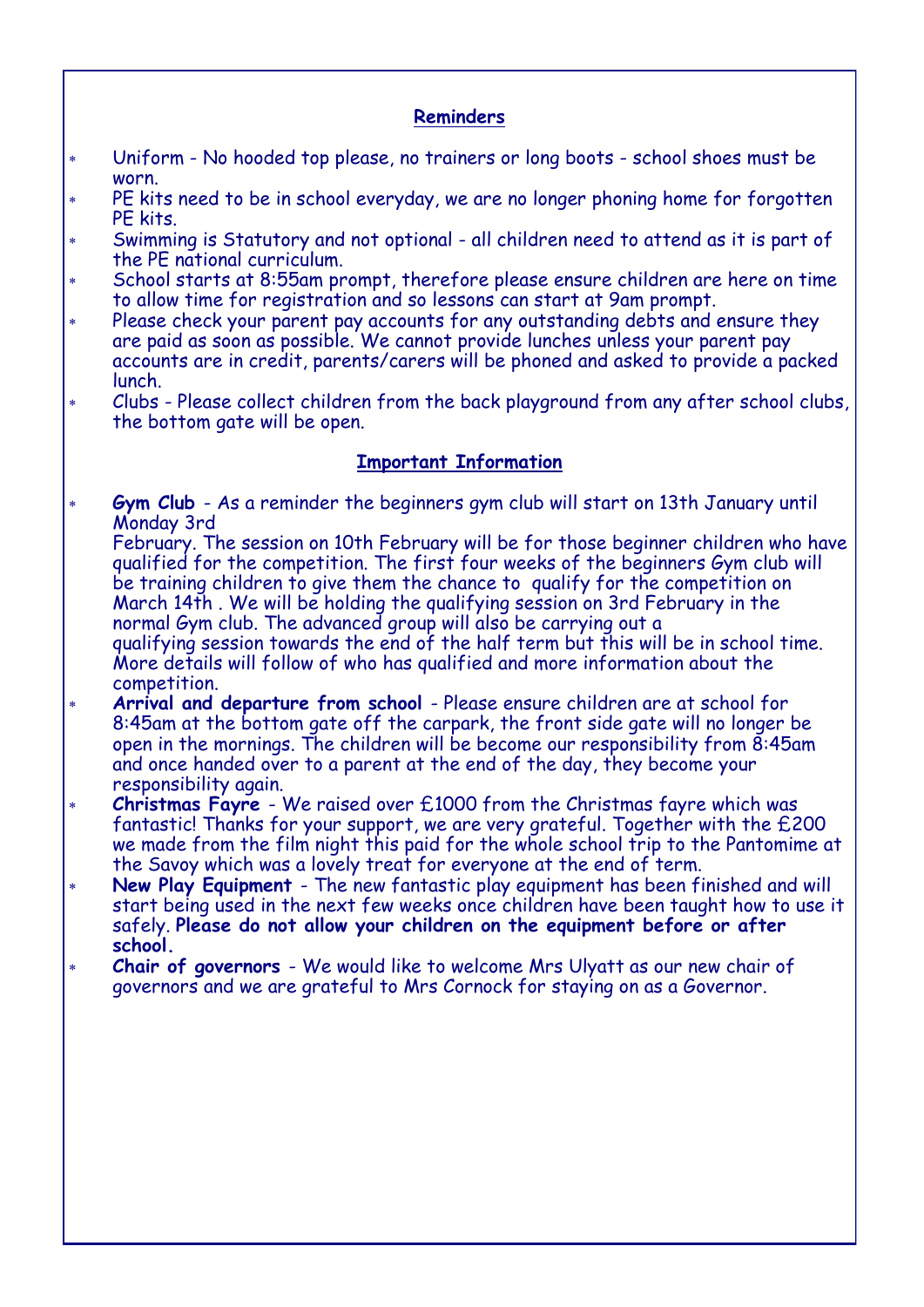## Reminders

- Uniform - No hooded top please, no trainers or long boots - school shoes must be worn.
- PE kits need to be in school everyday, we are no longer phoning home for forgotten PE kits.
- Swimming is Statutory and not optional - all children need to attend as it is part of the PE national curriculum.
- School starts at 8:55am prompt, therefore please ensure children are here on time to allow time for registration and so lessons can start at 9am prompt.
- Please check your parent pay accounts for any outstanding debts and ensure they are paid as soon as possible. We cannot provide lunches unless your parent pay accounts are in credit, parents/carers will be phoned and asked to provide a packed lunch.
- Clubs - Please collect children from the back playground from any after school clubs, the bottom gate will be open.

## Important Information

- **Gym Club** - As a reminder the beginners gym club will start on 13th January until Monday 3rd February. The session on 10th February will be for those beginner children who have qualified for the competition. The first four weeks of the beginners Gym club will be training children to give them the chance to qualify for the competition on March 14th . We will be holding the qualifying session on 3rd February in the normal Gym club. The advanced group will also be carrying out a qualifying session towards the end of the half term but this will be in school time. More details will follow of who has qualified and more information about the competition.
- **Arrival and departure from school** - Please ensure children are at school for 8:45am at the bottom gate off the carpark, the front side gate will no longer be open in the mornings. The children will be become our responsibility from 8:45am and once handed over to a parent at the end of the day, they become your responsibility again.
- **Christmas Fayre** - We raised over £1000 from the Christmas fayre which was fantastic! Thanks for your support, we are very grateful. Together with the £200 we made from the film night this paid for the whole school trip to the Pantomime at the Savoy which was a lovely treat for everyone at the end of term.
- **New Play Equipment** - The new fantastic play equipment has been finished and will start being used in the next few weeks once children have been taught how to use it safely. **Please do not allow your children on the equipment before or after school.**
- **Chair of governors** - We would like to welcome Mrs Ulyatt as our new chair of governors and we are grateful to Mrs Cornock for staying on as a Governor.